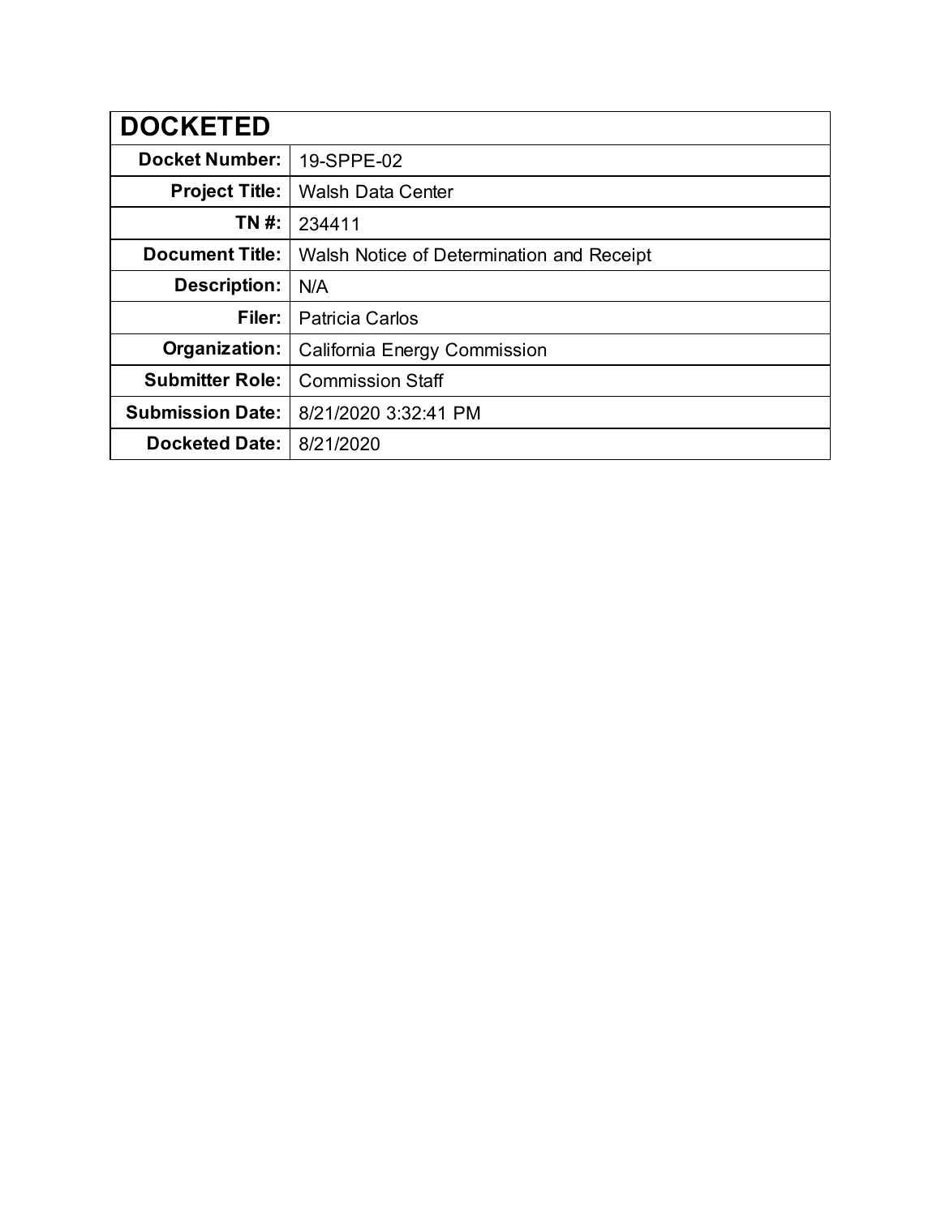| DOCKETED | |
|---|---|
| **Docket Number:** | 19-SPPE-02 |
| **Project Title:** | Walsh Data Center |
| **TN #:** | 234411 |
| **Document Title:** | Walsh Notice of Determination and Receipt |
| **Description:** | N/A |
| **Filer:** | Patricia Carlos |
| **Organization:** | California Energy Commission |
| **Submitter Role:** | Commission Staff |
| **Submission Date:** | 8/21/2020 3:32:41 PM |
| **Docketed Date:** | 8/21/2020 |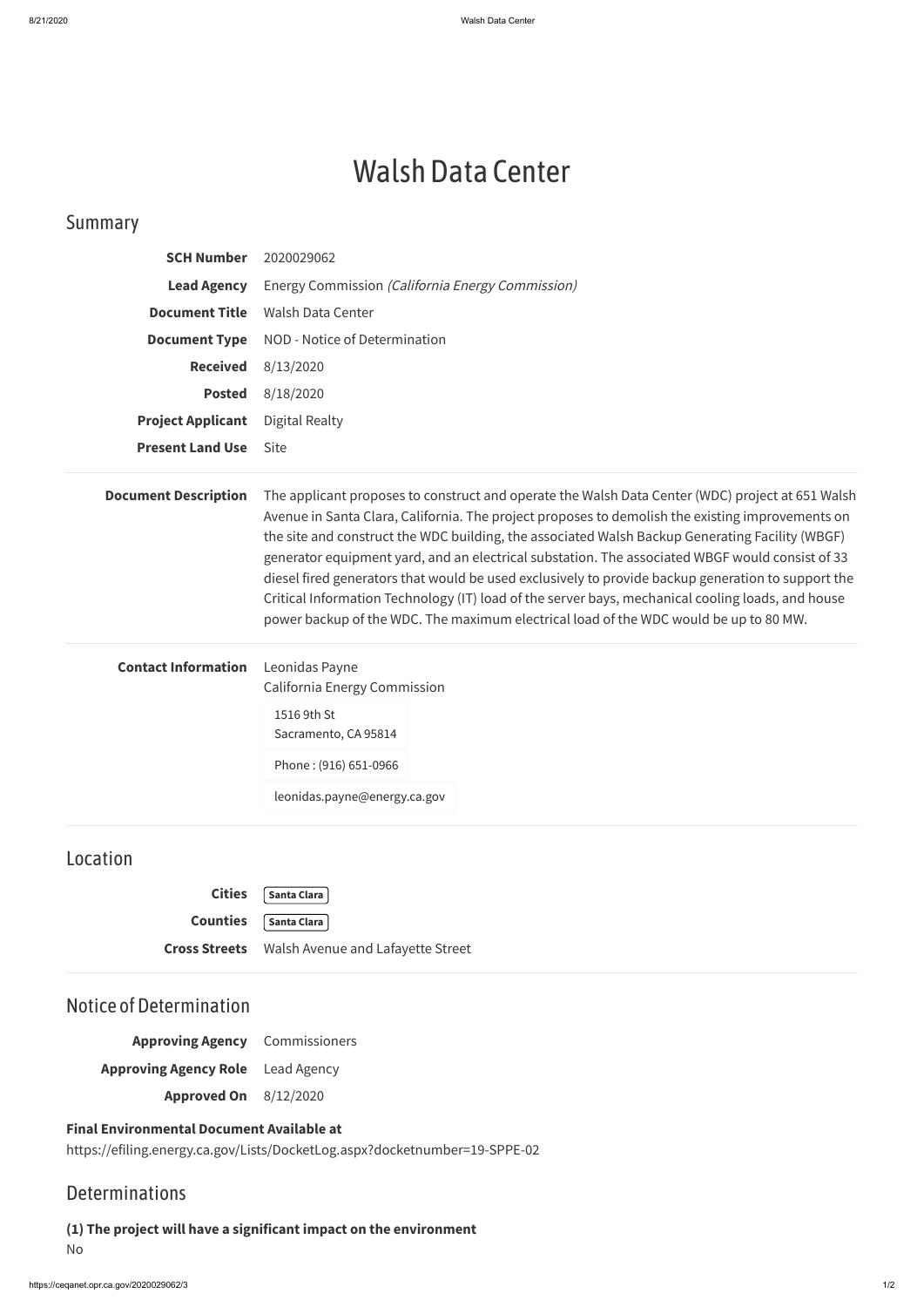# Walsh Data Center

## Summary

**SCH Number** 2020029062

**Lead Agency** Energy Commission *(California Energy Commission)*

**Document Title** Walsh Data Center

**Document Type** NOD - Notice of Determination

**Received** 8/13/2020

**Posted** 8/18/2020

**Project Applicant** Digital Realty

**Present Land Use** Site

**Document Description** The applicant proposes to construct and operate the Walsh Data Center (WDC) project at 651 Walsh Avenue in Santa Clara, California. The project proposes to demolish the existing improvements on the site and construct the WDC building, the associated Walsh Backup Generating Facility (WBGF) generator equipment yard, and an electrical substation. The associated WBGF would consist of 33 diesel fired generators that would be used exclusively to provide backup generation to support the Critical Information Technology (IT) load of the server bays, mechanical cooling loads, and house power backup of the WDC. The maximum electrical load of the WDC would be up to 80 MW.

**Contact Information** Leonidas Payne
California Energy Commission
1516 9th St
Sacramento, CA 95814
Phone : (916) 651-0966
leonidas.payne@energy.ca.gov

## Location

**Cities** Santa Clara

**Counties** Santa Clara

**Cross Streets** Walsh Avenue and Lafayette Street

## Notice of Determination

**Approving Agency** Commissioners

**Approving Agency Role** Lead Agency

**Approved On** 8/12/2020

**Final Environmental Document Available at**
https://efiling.energy.ca.gov/Lists/DocketLog.aspx?docketnumber=19-SPPE-02

## Determinations

**(1) The project will have a significant impact on the environment**
No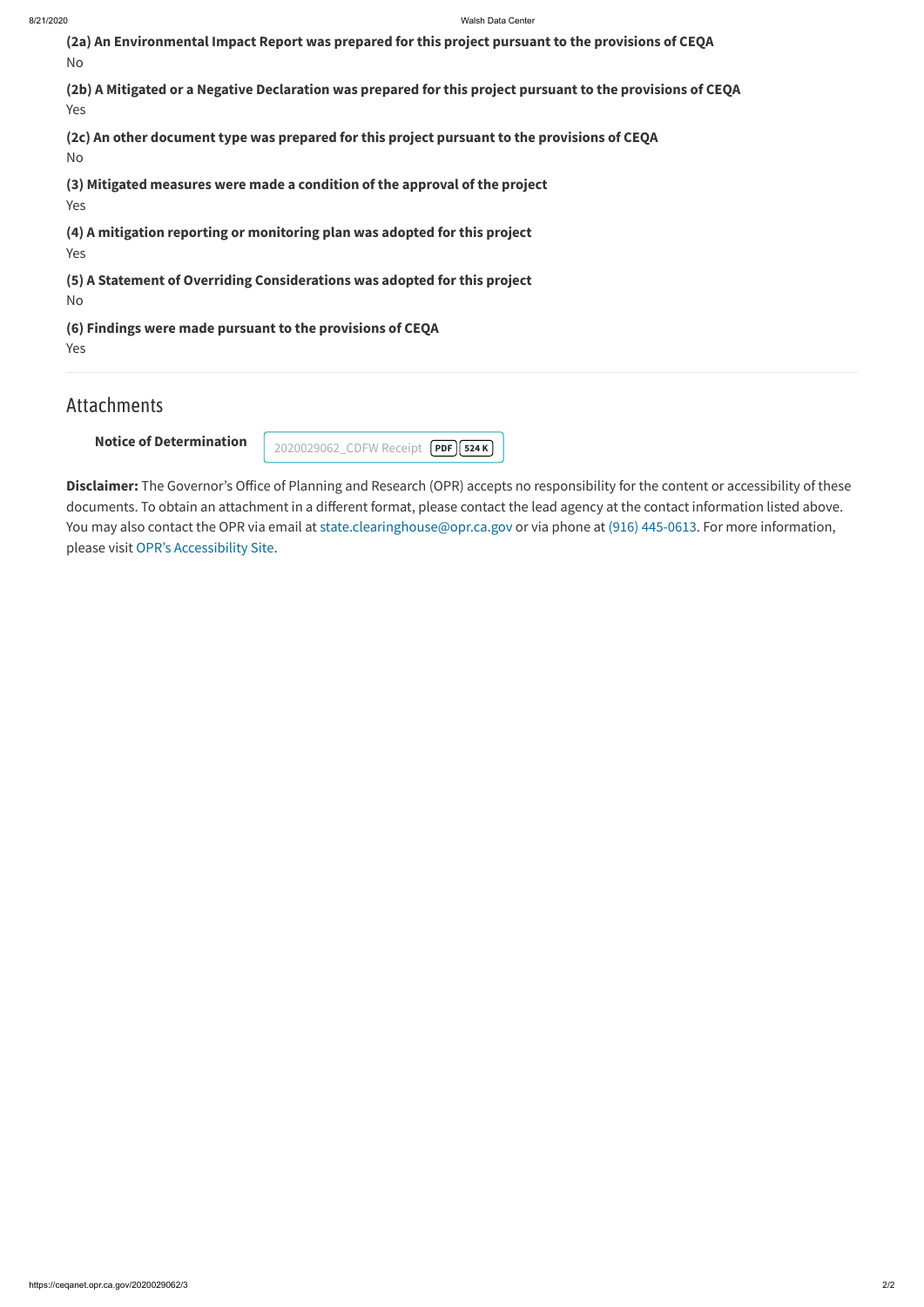**(2a) An Environmental Impact Report was prepared for this project pursuant to the provisions of CEQA**

No

**(2b) A Mitigated or a Negative Declaration was prepared for this project pursuant to the provisions of CEQA**

Yes

**(2c) An other document type was prepared for this project pursuant to the provisions of CEQA**

No

**(3) Mitigated measures were made a condition of the approval of the project**

Yes

**(4) A mitigation reporting or monitoring plan was adopted for this project**

Yes

**(5) A Statement of Overriding Considerations was adopted for this project**

No

**(6) Findings were made pursuant to the provisions of CEQA**

Yes

---

## Attachments

**Notice of Determination** 2020029062_CDFW Receipt PDF 524 K

**Disclaimer:** The Governor's Office of Planning and Research (OPR) accepts no responsibility for the content or accessibility of these documents. To obtain an attachment in a different format, please contact the lead agency at the contact information listed above. You may also contact the OPR via email at state.clearinghouse@opr.ca.gov or via phone at (916) 445-0613. For more information, please visit OPR's Accessibility Site.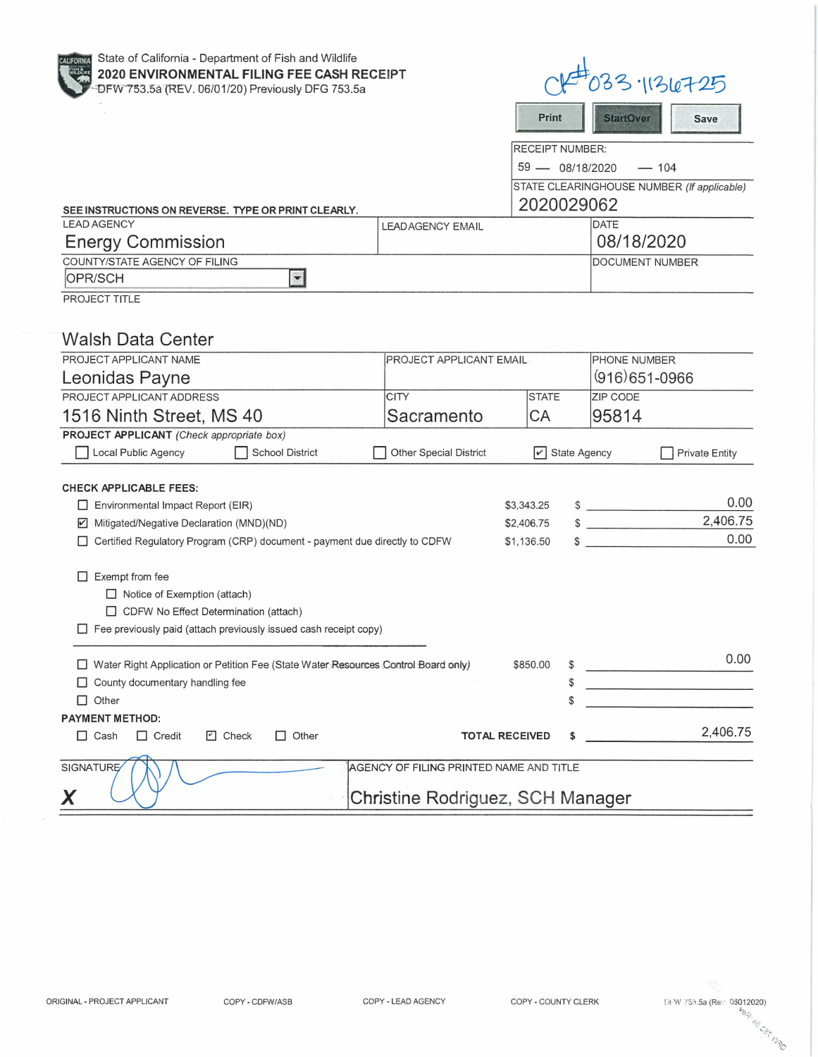State of California - Department of Fish and Wildlife

**2020 ENVIRONMENTAL FILING FEE CASH RECEIPT**

DFW 753.5a (REV. 06/01/20) Previously DFG 753.5a

CK# 033 1136725

Print | StartOver | Save

RECEIPT NUMBER:
59 — 08/18/2020 — 104

STATE CLEARINGHOUSE NUMBER *(If applicable)*
2020029062

**SEE INSTRUCTIONS ON REVERSE. TYPE OR PRINT CLEARLY.**

| LEAD AGENCY | LEADAGENCY EMAIL | DATE |
|---|---|---|
| Energy Commission | | 08/18/2020 |

| COUNTY/STATE AGENCY OF FILING | DOCUMENT NUMBER |
|---|---|
| OPR/SCH | |

PROJECT TITLE

Walsh Data Center

| PROJECT APPLICANT NAME | PROJECT APPLICANT EMAIL | PHONE NUMBER |
|---|---|---|
| Leonidas Payne | | (916)651-0966 |

| PROJECT APPLICANT ADDRESS | CITY | STATE | ZIP CODE |
|---|---|---|---|
| 1516 Ninth Street, MS 40 | Sacramento | CA | 95814 |

**PROJECT APPLICANT** *(Check appropriate box)*

☐ Local Public Agency ☐ School District ☐ Other Special District ☑ State Agency ☐ Private Entity

**CHECK APPLICABLE FEES:**

| | | | |
|---|---|---|---|
| ☐ Environmental Impact Report (EIR) | $3,343.25 | $ | 0.00 |
| ☑ Mitigated/Negative Declaration (MND)(ND) | $2,406.75 | $ | 2,406.75 |
| ☐ Certified Regulatory Program (CRP) document - payment due directly to CDFW | $1,136.50 | $ | 0.00 |

☐ Exempt from fee
- ☐ Notice of Exemption (attach)
- ☐ CDFW No Effect Determination (attach)

☐ Fee previously paid (attach previously issued cash receipt copy)

| | | | |
|---|---|---|---|
| ☐ Water Right Application or Petition Fee (State Water Resources Control Board only) | $850.00 | $ | 0.00 |
| ☐ County documentary handling fee | | $ | |
| ☐ Other | | $ | |

**PAYMENT METHOD:**

☐ Cash ☐ Credit ☑ Check ☐ Other **TOTAL RECEIVED** $ 2,406.75

| SIGNATURE | AGENCY OF FILING PRINTED NAME AND TITLE |
|---|---|
| X | Christine Rodriguez, SCH Manager |

ORIGINAL - PROJECT APPLICANT COPY - CDFW/ASB COPY - LEAD AGENCY COPY - COUNTY CLERK DFW 753.5a (Rev. 06012020)